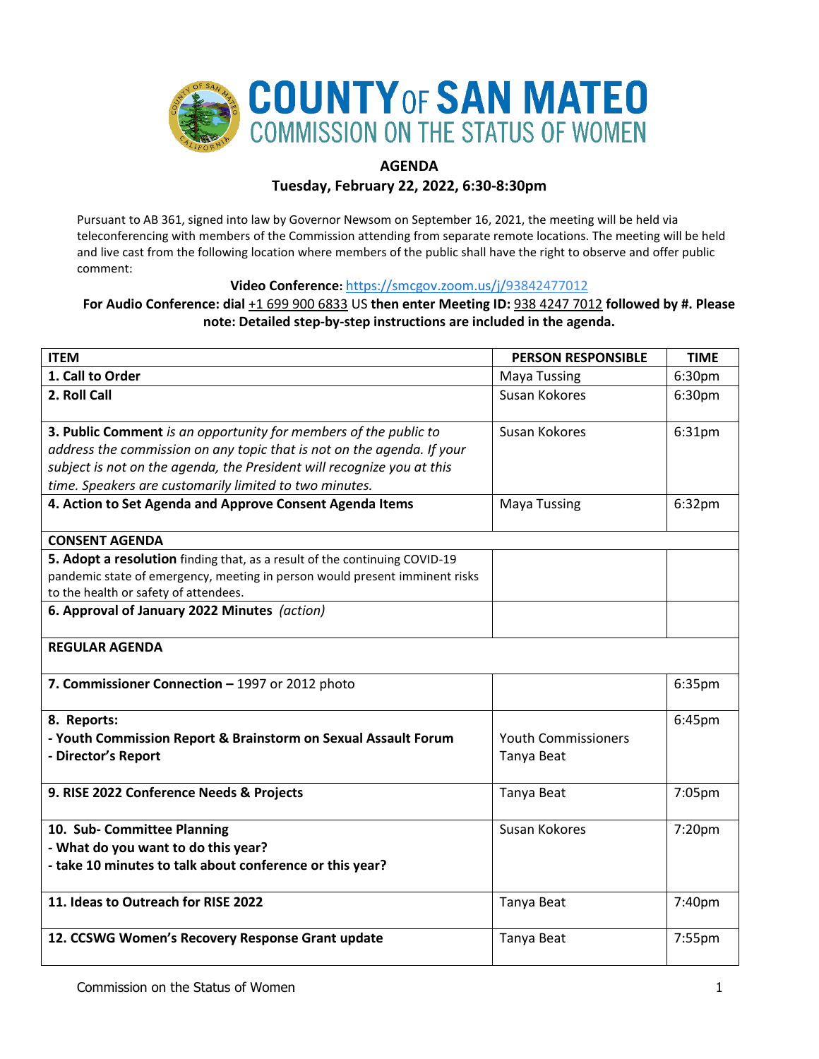# COUNTY OF SAN MATEO
## COMMISSION ON THE STATUS OF WOMEN

**AGENDA**

**Tuesday, February 22, 2022, 6:30-8:30pm**

Pursuant to AB 361, signed into law by Governor Newsom on September 16, 2021, the meeting will be held via teleconferencing with members of the Commission attending from separate remote locations. The meeting will be held and live cast from the following location where members of the public shall have the right to observe and offer public comment:

**Video Conference:** https://smcgov.zoom.us/j/93842477012

**For Audio Conference: dial** +1 699 900 6833 US **then enter Meeting ID:** 938 4247 7012 **followed by #. Please note: Detailed step-by-step instructions are included in the agenda.**

| ITEM | PERSON RESPONSIBLE | TIME |
|---|---|---|
| **1. Call to Order** | Maya Tussing | 6:30pm |
| **2. Roll Call** | Susan Kokores | 6:30pm |
| **3. Public Comment** *is an opportunity for members of the public to address the commission on any topic that is not on the agenda. If your subject is not on the agenda, the President will recognize you at this time. Speakers are customarily limited to two minutes.* | Susan Kokores | 6:31pm |
| **4. Action to Set Agenda and Approve Consent Agenda Items** | Maya Tussing | 6:32pm |
| **CONSENT AGENDA** | | |
| **5. Adopt a resolution** finding that, as a result of the continuing COVID-19 pandemic state of emergency, meeting in person would present imminent risks to the health or safety of attendees. | | |
| **6. Approval of January 2022 Minutes** *(action)* | | |
| **REGULAR AGENDA** | | |
| **7. Commissioner Connection –** 1997 or 2012 photo | | 6:35pm |
| **8. Reports:**<br>**- Youth Commission Report & Brainstorm on Sexual Assault Forum**<br>**- Director's Report** | Youth Commissioners<br>Tanya Beat | 6:45pm |
| **9. RISE 2022 Conference Needs & Projects** | Tanya Beat | 7:05pm |
| **10. Sub- Committee Planning**<br>**- What do you want to do this year?**<br>**- take 10 minutes to talk about conference or this year?** | Susan Kokores | 7:20pm |
| **11. Ideas to Outreach for RISE 2022** | Tanya Beat | 7:40pm |
| **12. CCSWG Women's Recovery Response Grant update** | Tanya Beat | 7:55pm |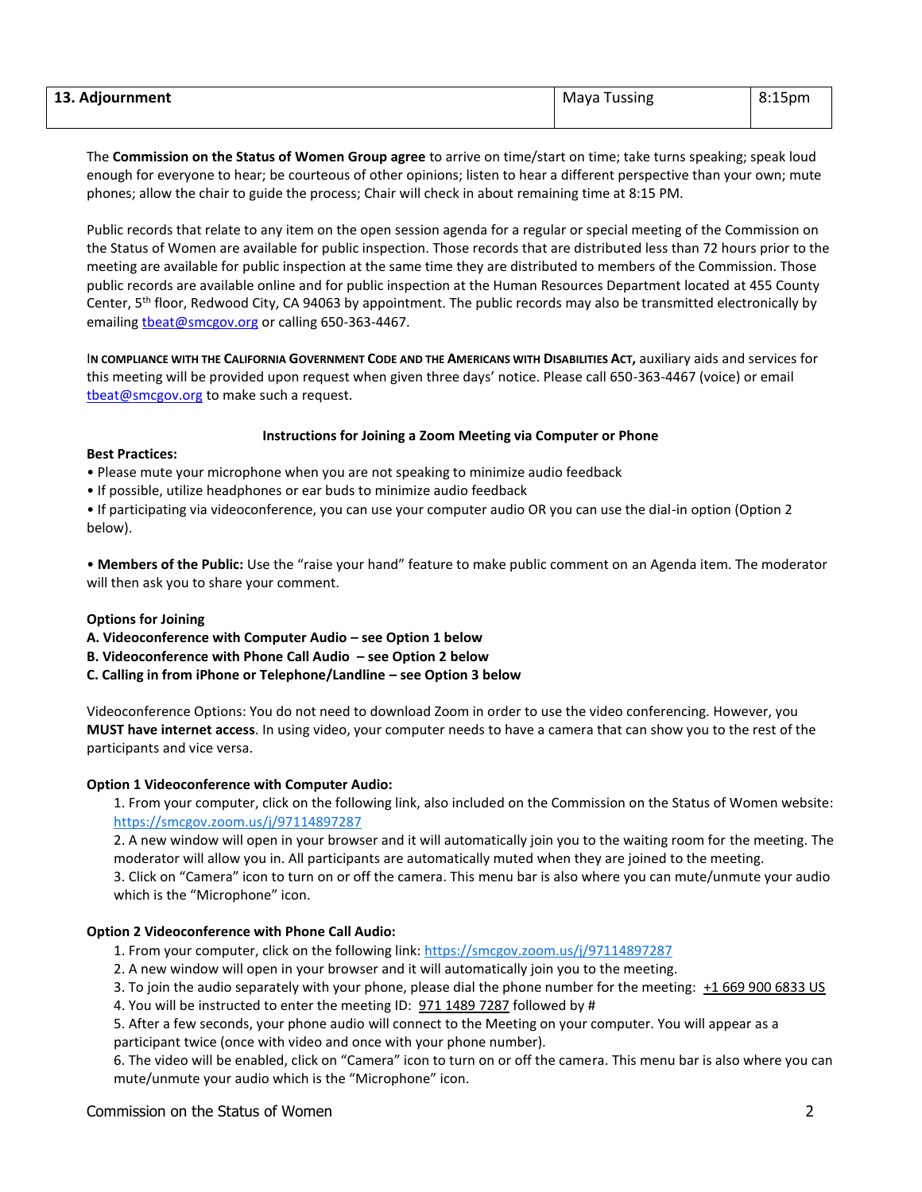| **13. Adjournment** | Maya Tussing | 8:15pm |
|---|---|---|

The **Commission on the Status of Women Group agree** to arrive on time/start on time; take turns speaking; speak loud enough for everyone to hear; be courteous of other opinions; listen to hear a different perspective than your own; mute phones; allow the chair to guide the process; Chair will check in about remaining time at 8:15 PM.

Public records that relate to any item on the open session agenda for a regular or special meeting of the Commission on the Status of Women are available for public inspection. Those records that are distributed less than 72 hours prior to the meeting are available for public inspection at the same time they are distributed to members of the Commission. Those public records are available online and for public inspection at the Human Resources Department located at 455 County Center, 5th floor, Redwood City, CA 94063 by appointment. The public records may also be transmitted electronically by emailing tbeat@smcgov.org or calling 650-363-4467.

**IN COMPLIANCE WITH THE CALIFORNIA GOVERNMENT CODE AND THE AMERICANS WITH DISABILITIES ACT,** auxiliary aids and services for this meeting will be provided upon request when given three days' notice. Please call 650-363-4467 (voice) or email tbeat@smcgov.org to make such a request.

### Instructions for Joining a Zoom Meeting via Computer or Phone

**Best Practices:**

- Please mute your microphone when you are not speaking to minimize audio feedback
- If possible, utilize headphones or ear buds to minimize audio feedback
- If participating via videoconference, you can use your computer audio OR you can use the dial-in option (Option 2 below).

- **Members of the Public:** Use the "raise your hand" feature to make public comment on an Agenda item. The moderator will then ask you to share your comment.

**Options for Joining**

**A. Videoconference with Computer Audio – see Option 1 below**
**B. Videoconference with Phone Call Audio – see Option 2 below**
**C. Calling in from iPhone or Telephone/Landline – see Option 3 below**

Videoconference Options: You do not need to download Zoom in order to use the video conferencing. However, you **MUST have internet access**. In using video, your computer needs to have a camera that can show you to the rest of the participants and vice versa.

**Option 1 Videoconference with Computer Audio:**

1. From your computer, click on the following link, also included on the Commission on the Status of Women website: https://smcgov.zoom.us/j/97114897287
2. A new window will open in your browser and it will automatically join you to the waiting room for the meeting. The moderator will allow you in. All participants are automatically muted when they are joined to the meeting.
3. Click on "Camera" icon to turn on or off the camera. This menu bar is also where you can mute/unmute your audio which is the "Microphone" icon.

**Option 2 Videoconference with Phone Call Audio:**

1. From your computer, click on the following link: https://smcgov.zoom.us/j/97114897287
2. A new window will open in your browser and it will automatically join you to the meeting.
3. To join the audio separately with your phone, please dial the phone number for the meeting: +1 669 900 6833 US
4. You will be instructed to enter the meeting ID: 971 1489 7287 followed by #
5. After a few seconds, your phone audio will connect to the Meeting on your computer. You will appear as a participant twice (once with video and once with your phone number).
6. The video will be enabled, click on "Camera" icon to turn on or off the camera. This menu bar is also where you can mute/unmute your audio which is the "Microphone" icon.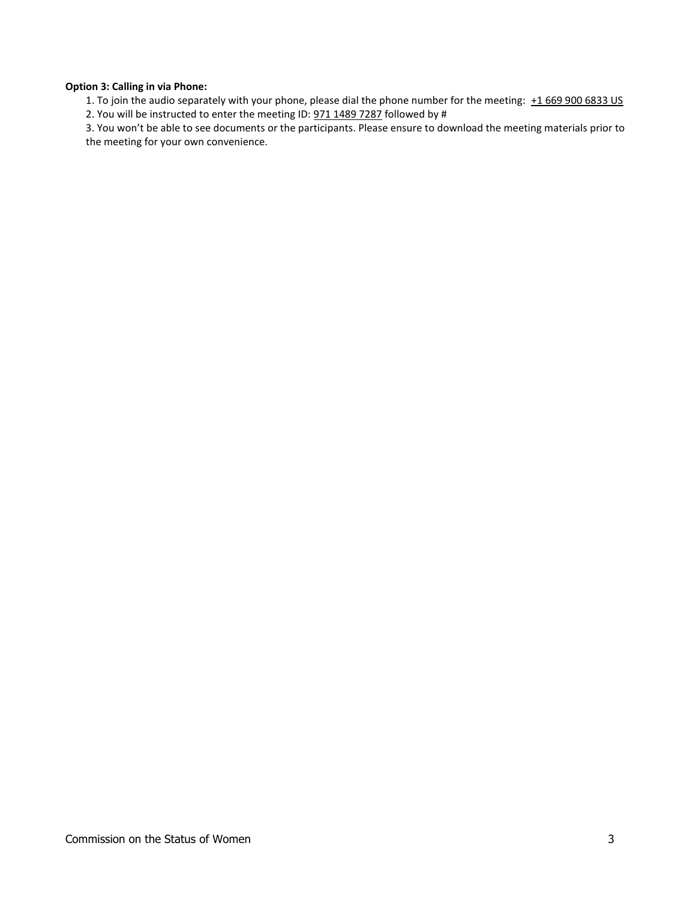**Option 3: Calling in via Phone:**

1. To join the audio separately with your phone, please dial the phone number for the meeting: +1 669 900 6833 US
2. You will be instructed to enter the meeting ID: 971 1489 7287 followed by #
3. You won't be able to see documents or the participants. Please ensure to download the meeting materials prior to the meeting for your own convenience.